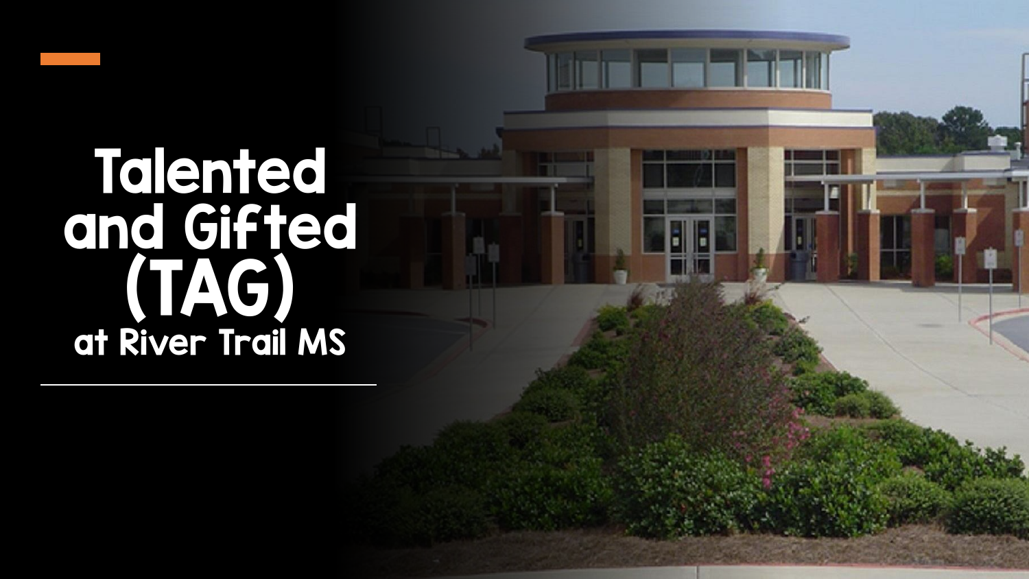# Talented and Gifted (TAG)

## at River Trail MS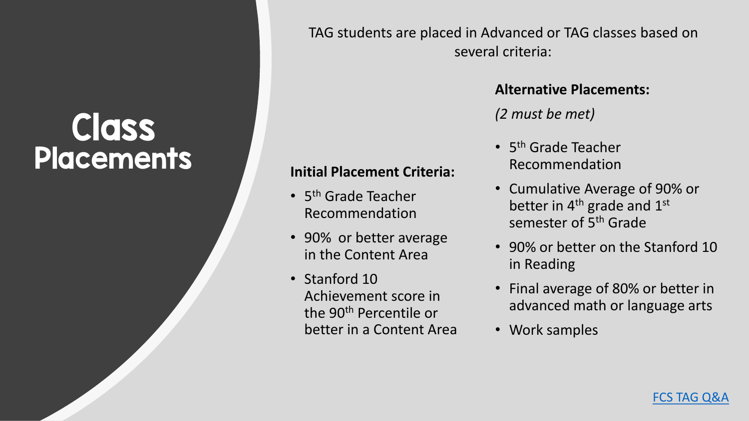# Class Placements

TAG students are placed in Advanced or TAG classes based on several criteria:

**Initial Placement Criteria:**

- 5th Grade Teacher Recommendation
- 90% or better average in the Content Area
- Stanford 10 Achievement score in the 90th Percentile or better in a Content Area

**Alternative Placements:**

*(2 must be met)*

- 5th Grade Teacher Recommendation
- Cumulative Average of 90% or better in 4th grade and 1st semester of 5th Grade
- 90% or better on the Stanford 10 in Reading
- Final average of 80% or better in advanced math or language arts
- Work samples

FCS TAG Q&A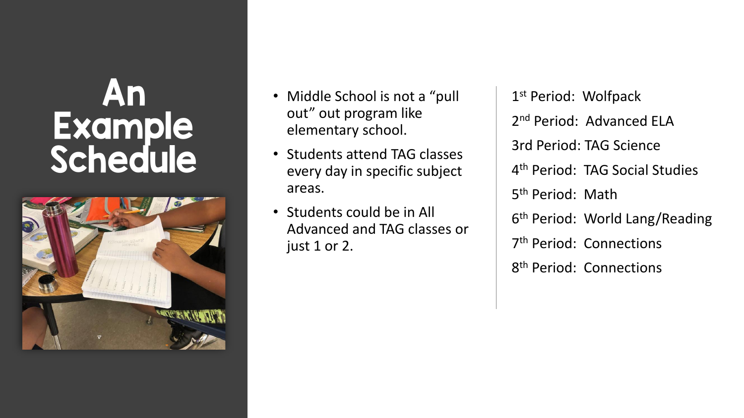# An Example Schedule

- Middle School is not a "pull out" out program like elementary school.
- Students attend TAG classes every day in specific subject areas.
- Students could be in All Advanced and TAG classes or just 1 or 2.

1st Period: Wolfpack

2nd Period: Advanced ELA

3rd Period: TAG Science

4th Period: TAG Social Studies

5th Period: Math

6th Period: World Lang/Reading

7th Period: Connections

8th Period: Connections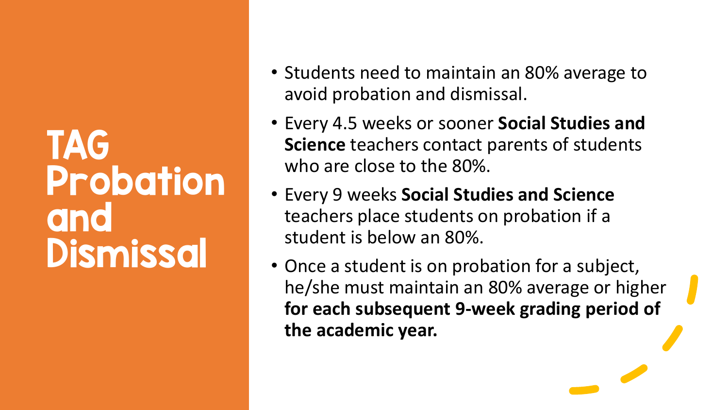# TAG Probation and Dismissal

- Students need to maintain an 80% average to avoid probation and dismissal.
- Every 4.5 weeks or sooner **Social Studies and Science** teachers contact parents of students who are close to the 80%.
- Every 9 weeks **Social Studies and Science** teachers place students on probation if a student is below an 80%.
- Once a student is on probation for a subject, he/she must maintain an 80% average or higher **for each subsequent 9-week grading period of the academic year.**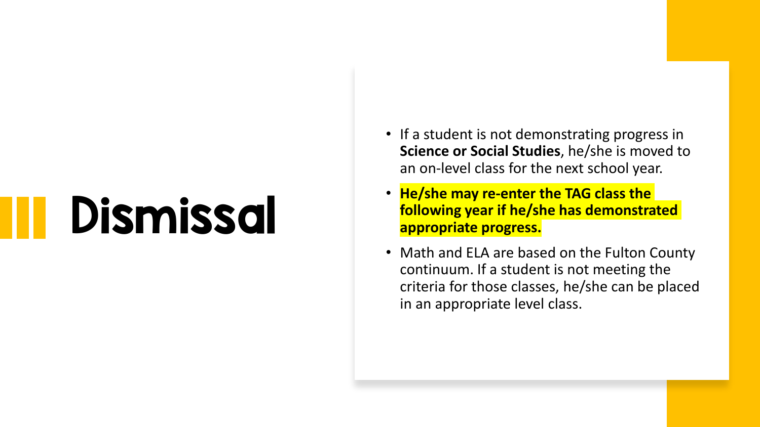# Dismissal

- If a student is not demonstrating progress in **Science or Social Studies**, he/she is moved to an on-level class for the next school year.
- **He/she may re-enter the TAG class the following year if he/she has demonstrated appropriate progress.**
- Math and ELA are based on the Fulton County continuum. If a student is not meeting the criteria for those classes, he/she can be placed in an appropriate level class.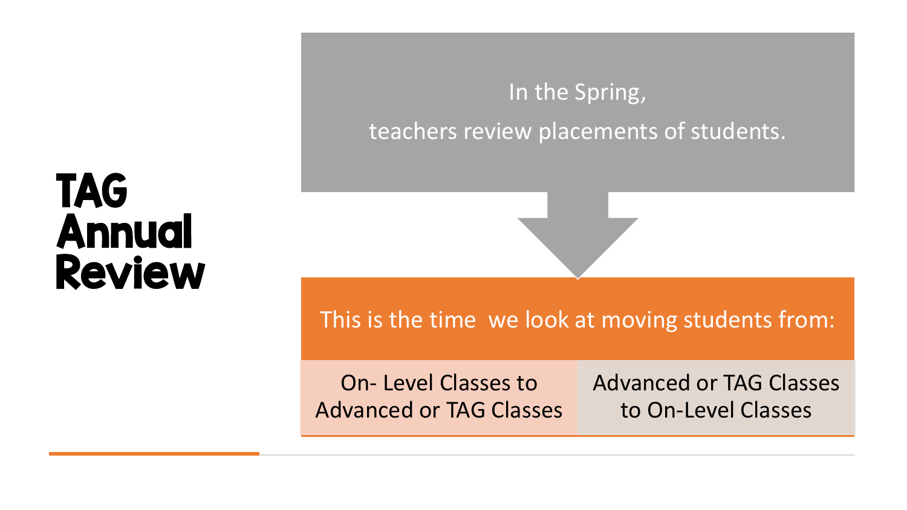# TAG Annual Review

In the Spring,

teachers review placements of students.

This is the time we look at moving students from:

| On- Level Classes to Advanced or TAG Classes | Advanced or TAG Classes to On-Level Classes |
|---|---|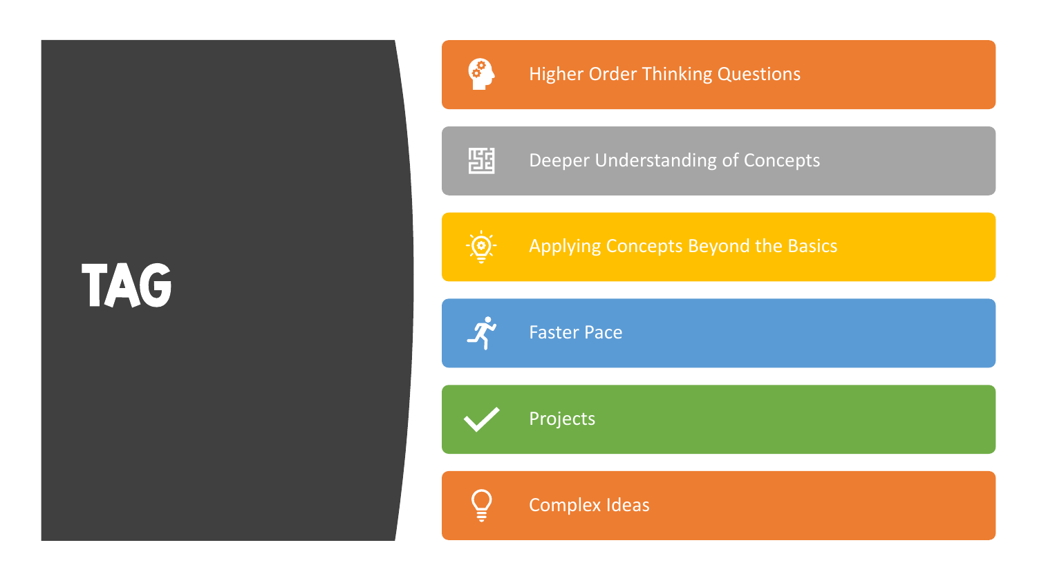# TAG

- Higher Order Thinking Questions
- Deeper Understanding of Concepts
- Applying Concepts Beyond the Basics
- Faster Pace
- Projects
- Complex Ideas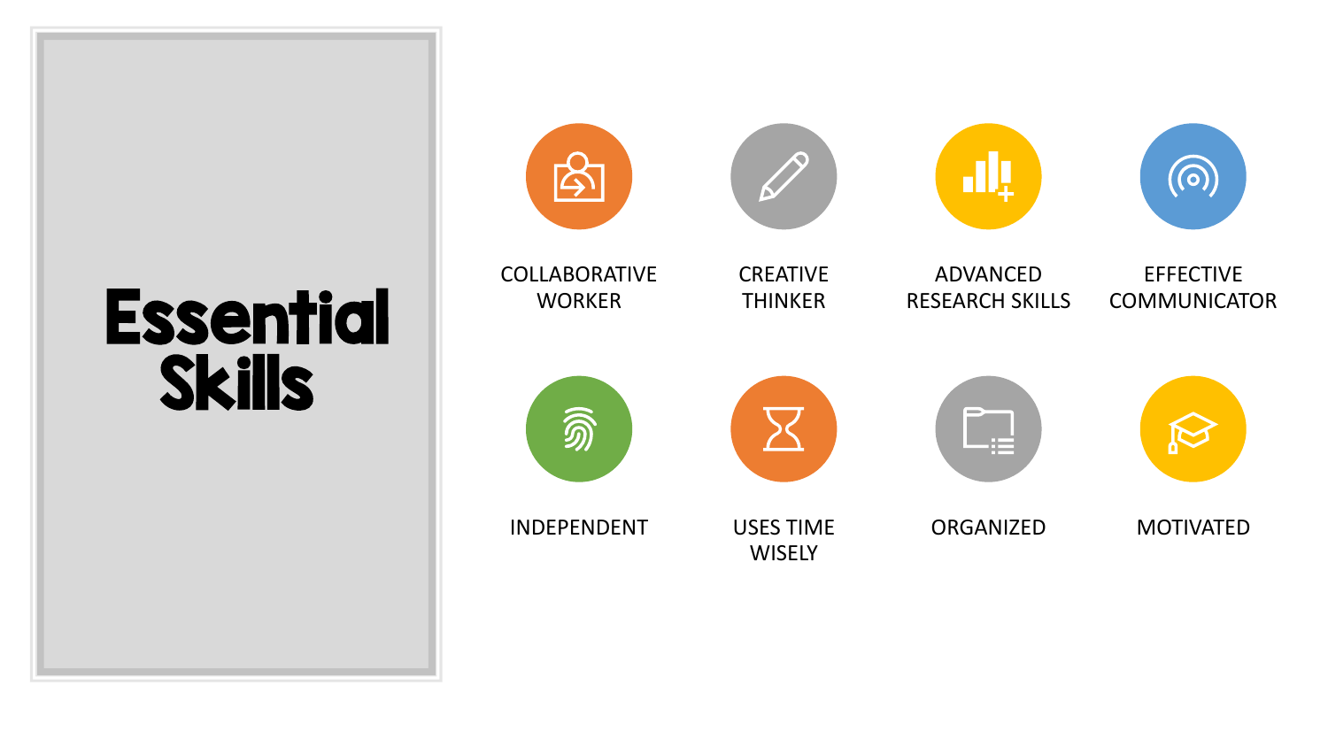# Essential Skills

- COLLABORATIVE WORKER
- CREATIVE THINKER
- ADVANCED RESEARCH SKILLS
- EFFECTIVE COMMUNICATOR
- INDEPENDENT
- USES TIME WISELY
- ORGANIZED
- MOTIVATED